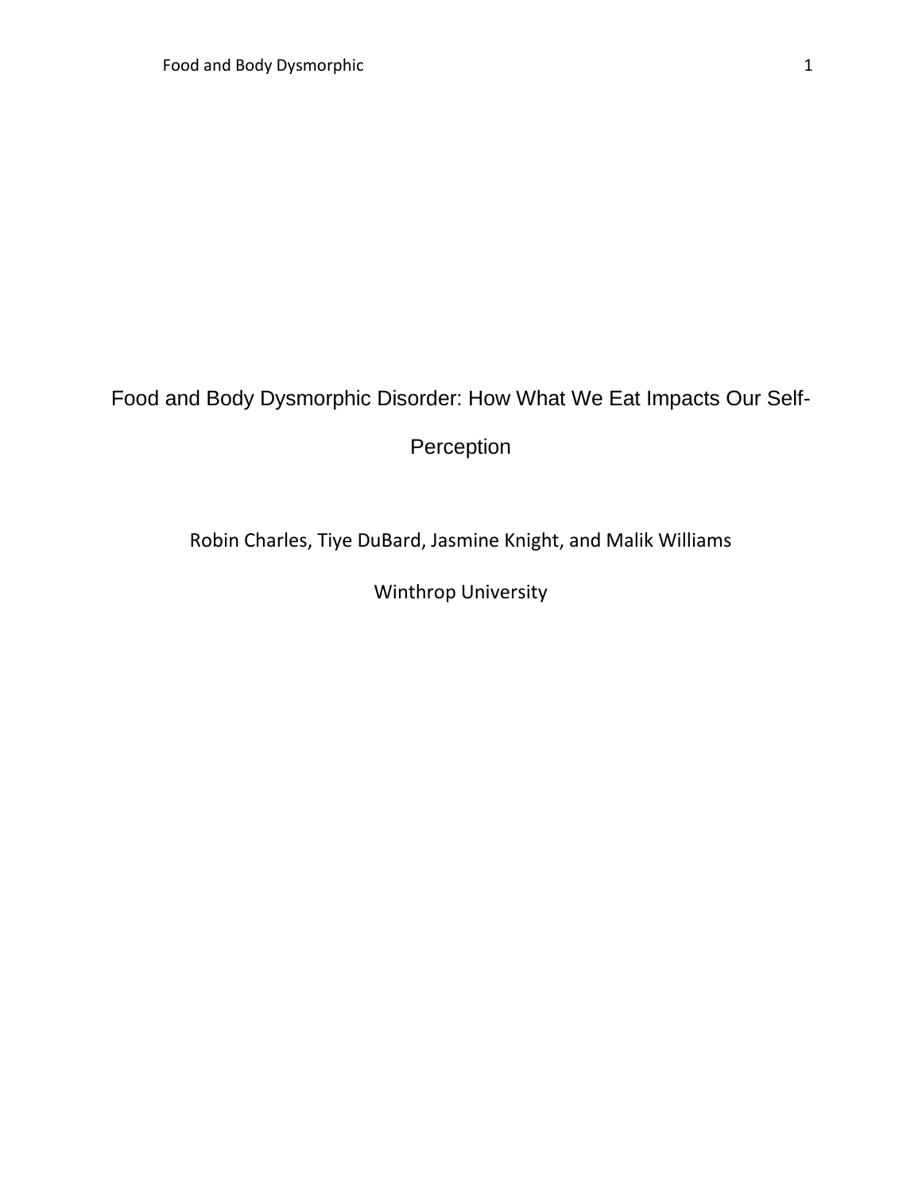# Food and Body Dysmorphic Disorder: How What We Eat Impacts Our Self-Perception

Robin Charles, Tiye DuBard, Jasmine Knight, and Malik Williams

Winthrop University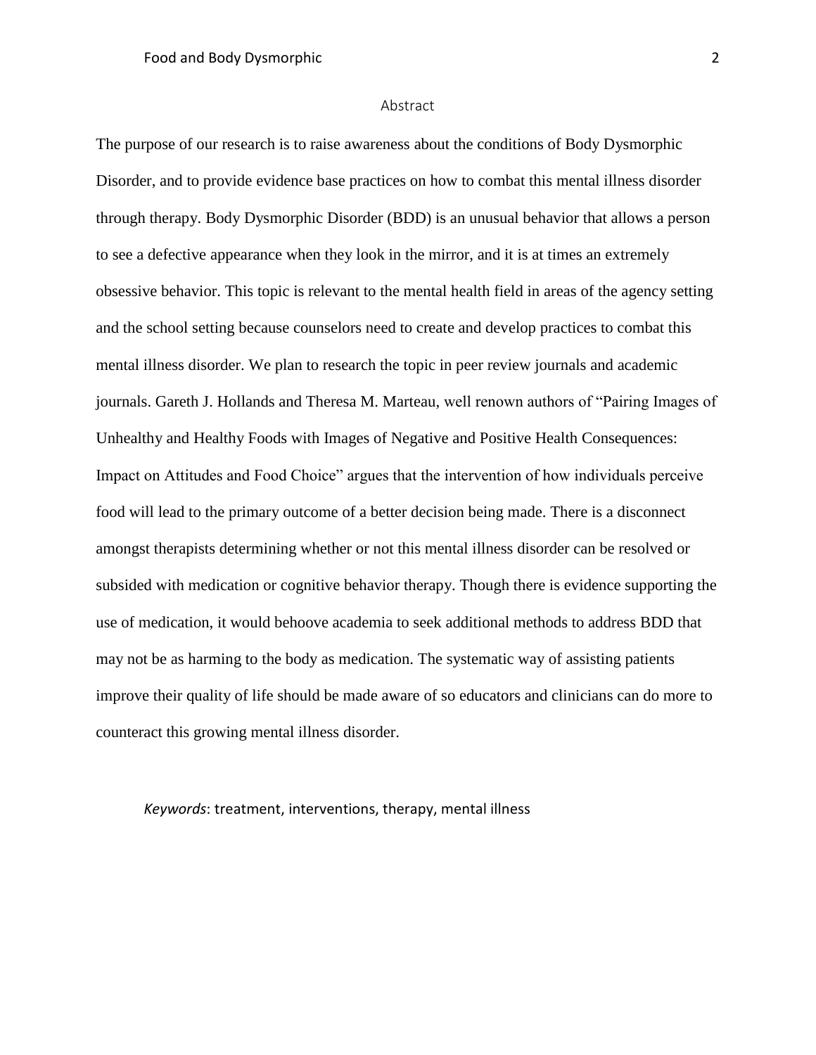## Abstract

The purpose of our research is to raise awareness about the conditions of Body Dysmorphic Disorder, and to provide evidence base practices on how to combat this mental illness disorder through therapy. Body Dysmorphic Disorder (BDD) is an unusual behavior that allows a person to see a defective appearance when they look in the mirror, and it is at times an extremely obsessive behavior. This topic is relevant to the mental health field in areas of the agency setting and the school setting because counselors need to create and develop practices to combat this mental illness disorder. We plan to research the topic in peer review journals and academic journals. Gareth J. Hollands and Theresa M. Marteau, well renown authors of "Pairing Images of Unhealthy and Healthy Foods with Images of Negative and Positive Health Consequences: Impact on Attitudes and Food Choice" argues that the intervention of how individuals perceive food will lead to the primary outcome of a better decision being made. There is a disconnect amongst therapists determining whether or not this mental illness disorder can be resolved or subsided with medication or cognitive behavior therapy. Though there is evidence supporting the use of medication, it would behoove academia to seek additional methods to address BDD that may not be as harming to the body as medication. The systematic way of assisting patients improve their quality of life should be made aware of so educators and clinicians can do more to counteract this growing mental illness disorder.

*Keywords*: treatment, interventions, therapy, mental illness